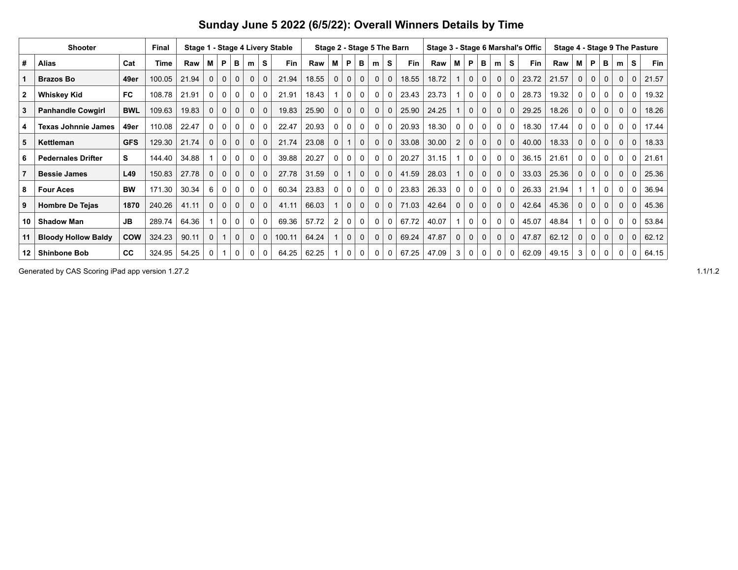# Sunday June 5 2022 (6/5/22): Overall Winners Details by Time

| Shooter | | | Final | Stage 1 - Stage 4 Livery Stable | | | | | | | Stage 2 - Stage 5 The Barn | | | | | | | Stage 3 - Stage 6 Marshal's Offic | | | | | | | Stage 4 - Stage 9 The Pasture | | | | | | |
|---|---|---|---|---|---|---|---|---|---|---|---|---|---|---|---|---|---|---|---|---|---|---|---|---|---|---|---|---|---|---|---|
| # | Alias | Cat | Time | Raw | M | P | B | m | S | Fin | Raw | M | P | B | m | S | Fin | Raw | M | P | B | m | S | Fin | Raw | M | P | B | m | S | Fin |
| 1 | **Brazos Bo** | **49er** | 100.05 | 21.94 | 0 | 0 | 0 | 0 | 0 | 21.94 | 18.55 | 0 | 0 | 0 | 0 | 0 | 18.55 | 18.72 | 1 | 0 | 0 | 0 | 0 | 23.72 | 21.57 | 0 | 0 | 0 | 0 | 0 | 21.57 |
| 2 | **Whiskey Kid** | **FC** | 108.78 | 21.91 | 0 | 0 | 0 | 0 | 0 | 21.91 | 18.43 | 1 | 0 | 0 | 0 | 0 | 23.43 | 23.73 | 1 | 0 | 0 | 0 | 0 | 28.73 | 19.32 | 0 | 0 | 0 | 0 | 0 | 19.32 |
| 3 | **Panhandle Cowgirl** | **BWL** | 109.63 | 19.83 | 0 | 0 | 0 | 0 | 0 | 19.83 | 25.90 | 0 | 0 | 0 | 0 | 0 | 25.90 | 24.25 | 1 | 0 | 0 | 0 | 0 | 29.25 | 18.26 | 0 | 0 | 0 | 0 | 0 | 18.26 |
| 4 | **Texas Johnnie James** | **49er** | 110.08 | 22.47 | 0 | 0 | 0 | 0 | 0 | 22.47 | 20.93 | 0 | 0 | 0 | 0 | 0 | 20.93 | 18.30 | 0 | 0 | 0 | 0 | 0 | 18.30 | 17.44 | 0 | 0 | 0 | 0 | 0 | 17.44 |
| 5 | **Kettleman** | **GFS** | 129.30 | 21.74 | 0 | 0 | 0 | 0 | 0 | 21.74 | 23.08 | 0 | 1 | 0 | 0 | 0 | 33.08 | 30.00 | 2 | 0 | 0 | 0 | 0 | 40.00 | 18.33 | 0 | 0 | 0 | 0 | 0 | 18.33 |
| 6 | **Pedernales Drifter** | **S** | 144.40 | 34.88 | 1 | 0 | 0 | 0 | 0 | 39.88 | 20.27 | 0 | 0 | 0 | 0 | 0 | 20.27 | 31.15 | 1 | 0 | 0 | 0 | 0 | 36.15 | 21.61 | 0 | 0 | 0 | 0 | 0 | 21.61 |
| 7 | **Bessie James** | **L49** | 150.83 | 27.78 | 0 | 0 | 0 | 0 | 0 | 27.78 | 31.59 | 0 | 1 | 0 | 0 | 0 | 41.59 | 28.03 | 1 | 0 | 0 | 0 | 0 | 33.03 | 25.36 | 0 | 0 | 0 | 0 | 0 | 25.36 |
| 8 | **Four Aces** | **BW** | 171.30 | 30.34 | 6 | 0 | 0 | 0 | 0 | 60.34 | 23.83 | 0 | 0 | 0 | 0 | 0 | 23.83 | 26.33 | 0 | 0 | 0 | 0 | 0 | 26.33 | 21.94 | 1 | 1 | 0 | 0 | 0 | 36.94 |
| 9 | **Hombre De Tejas** | **1870** | 240.26 | 41.11 | 0 | 0 | 0 | 0 | 0 | 41.11 | 66.03 | 1 | 0 | 0 | 0 | 0 | 71.03 | 42.64 | 0 | 0 | 0 | 0 | 0 | 42.64 | 45.36 | 0 | 0 | 0 | 0 | 0 | 45.36 |
| 10 | **Shadow Man** | **JB** | 289.74 | 64.36 | 1 | 0 | 0 | 0 | 0 | 69.36 | 57.72 | 2 | 0 | 0 | 0 | 0 | 67.72 | 40.07 | 1 | 0 | 0 | 0 | 0 | 45.07 | 48.84 | 1 | 0 | 0 | 0 | 0 | 53.84 |
| 11 | **Bloody Hollow Baldy** | **COW** | 324.23 | 90.11 | 0 | 1 | 0 | 0 | 0 | 100.11 | 64.24 | 1 | 0 | 0 | 0 | 0 | 69.24 | 47.87 | 0 | 0 | 0 | 0 | 0 | 47.87 | 62.12 | 0 | 0 | 0 | 0 | 0 | 62.12 |
| 12 | **Shinbone Bob** | **CC** | 324.95 | 54.25 | 0 | 1 | 0 | 0 | 0 | 64.25 | 62.25 | 1 | 0 | 0 | 0 | 0 | 67.25 | 47.09 | 3 | 0 | 0 | 0 | 0 | 62.09 | 49.15 | 3 | 0 | 0 | 0 | 0 | 64.15 |

Generated by CAS Scoring iPad app version 1.27.2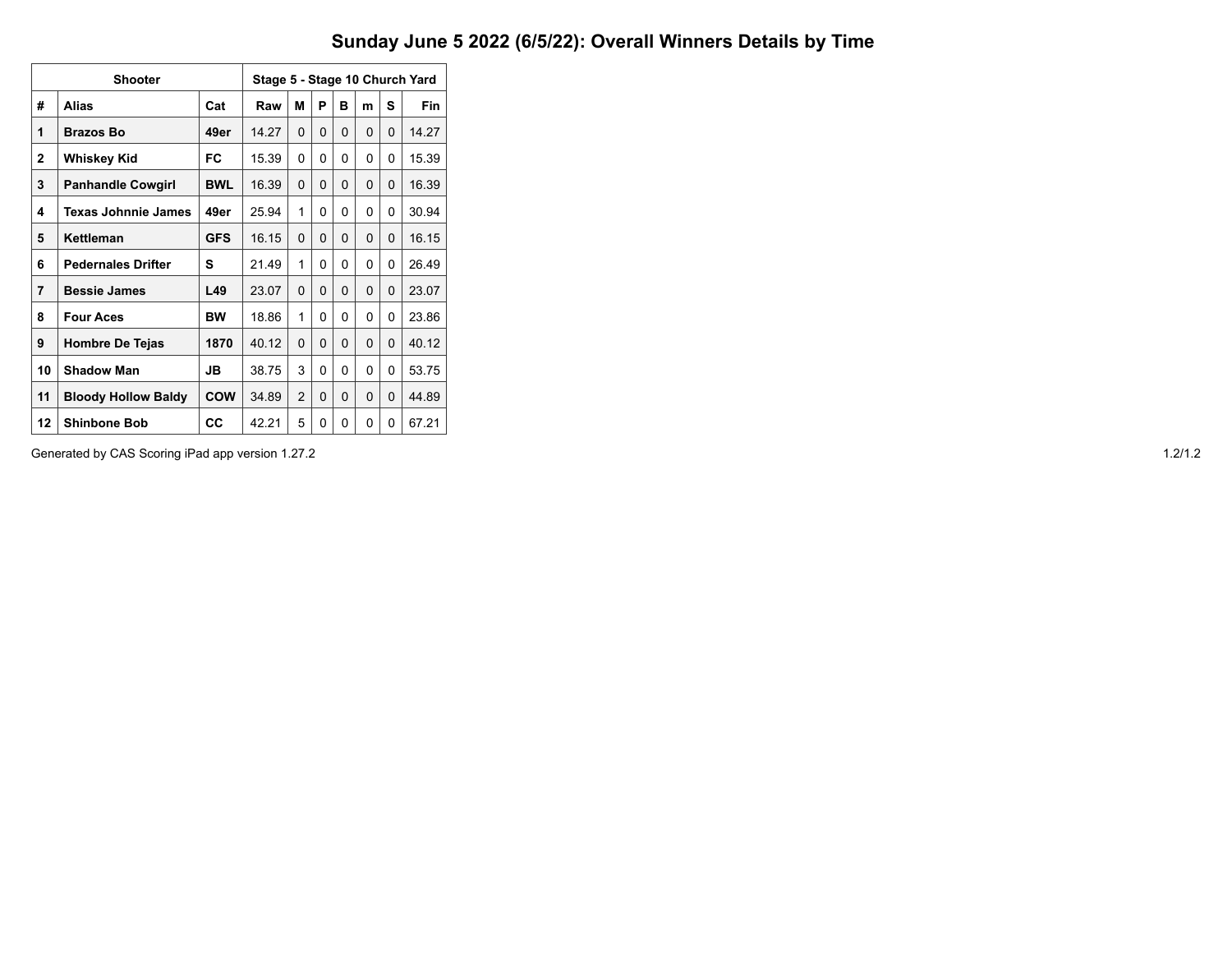# Sunday June 5 2022 (6/5/22): Overall Winners Details by Time

| Shooter | | | Stage 5 - Stage 10 Church Yard | | | | | | |
|---|---|---|---|---|---|---|---|---|---|
| # | Alias | Cat | Raw | M | P | B | m | S | Fin |
| 1 | Brazos Bo | 49er | 14.27 | 0 | 0 | 0 | 0 | 0 | 14.27 |
| 2 | Whiskey Kid | FC | 15.39 | 0 | 0 | 0 | 0 | 0 | 15.39 |
| 3 | Panhandle Cowgirl | BWL | 16.39 | 0 | 0 | 0 | 0 | 0 | 16.39 |
| 4 | Texas Johnnie James | 49er | 25.94 | 1 | 0 | 0 | 0 | 0 | 30.94 |
| 5 | Kettleman | GFS | 16.15 | 0 | 0 | 0 | 0 | 0 | 16.15 |
| 6 | Pedernales Drifter | S | 21.49 | 1 | 0 | 0 | 0 | 0 | 26.49 |
| 7 | Bessie James | L49 | 23.07 | 0 | 0 | 0 | 0 | 0 | 23.07 |
| 8 | Four Aces | BW | 18.86 | 1 | 0 | 0 | 0 | 0 | 23.86 |
| 9 | Hombre De Tejas | 1870 | 40.12 | 0 | 0 | 0 | 0 | 0 | 40.12 |
| 10 | Shadow Man | JB | 38.75 | 3 | 0 | 0 | 0 | 0 | 53.75 |
| 11 | Bloody Hollow Baldy | COW | 34.89 | 2 | 0 | 0 | 0 | 0 | 44.89 |
| 12 | Shinbone Bob | CC | 42.21 | 5 | 0 | 0 | 0 | 0 | 67.21 |

Generated by CAS Scoring iPad app version 1.27.2